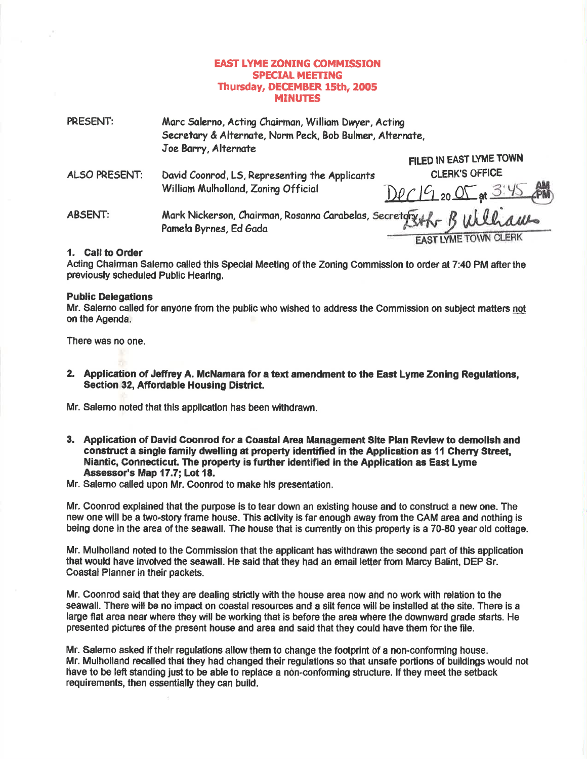# EAST LYME ZONING COMMISSION
## SPECIAL MEETING
## Thursday, DECEMBER 15th, 2005
## MINUTES

PRESENT: Marc Salerno, Acting Chairman, William Dwyer, Acting Secretary & Alternate, Norm Peck, Bob Bulmer, Alternate, Joe Barry, Alternate

ALSO PRESENT: David Coonrod, LS, Representing the Applicants; William Mulholland, Zoning Official

ABSENT: Mark Nickerson, Chairman, Rosanna Carabelas, Secretary, Pamela Byrnes, Ed Gada

FILED IN EAST LYME TOWN CLERK'S OFFICE
Dec 19 20 05 at 3:45 PM
Esther B Williams
EAST LYME TOWN CLERK

**1. Call to Order**
Acting Chairman Salerno called this Special Meeting of the Zoning Commission to order at 7:40 PM after the previously scheduled Public Hearing.

**Public Delegations**
Mr. Salerno called for anyone from the public who wished to address the Commission on subject matters not on the Agenda.

There was no one.

**2. Application of Jeffrey A. McNamara for a text amendment to the East Lyme Zoning Regulations, Section 32, Affordable Housing District.**

Mr. Salerno noted that this application has been withdrawn.

**3. Application of David Coonrod for a Coastal Area Management Site Plan Review to demolish and construct a single family dwelling at property identified in the Application as 11 Cherry Street, Niantic, Connecticut. The property is further identified in the Application as East Lyme Assessor's Map 17.7; Lot 18.**

Mr. Salerno called upon Mr. Coonrod to make his presentation.

Mr. Coonrod explained that the purpose is to tear down an existing house and to construct a new one. The new one will be a two-story frame house. This activity is far enough away from the CAM area and nothing is being done in the area of the seawall. The house that is currently on this property is a 70-80 year old cottage.

Mr. Mulholland noted to the Commission that the applicant has withdrawn the second part of this application that would have involved the seawall. He said that they had an email letter from Marcy Balint, DEP Sr. Coastal Planner in their packets.

Mr. Coonrod said that they are dealing strictly with the house area now and no work with relation to the seawall. There will be no impact on coastal resources and a silt fence will be installed at the site. There is a large flat area near where they will be working that is before the area where the downward grade starts. He presented pictures of the present house and area and said that they could have them for the file.

Mr. Salerno asked if their regulations allow them to change the footprint of a non-conforming house. Mr. Mulholland recalled that they had changed their regulations so that unsafe portions of buildings would not have to be left standing just to be able to replace a non-conforming structure. If they meet the setback requirements, then essentially they can build.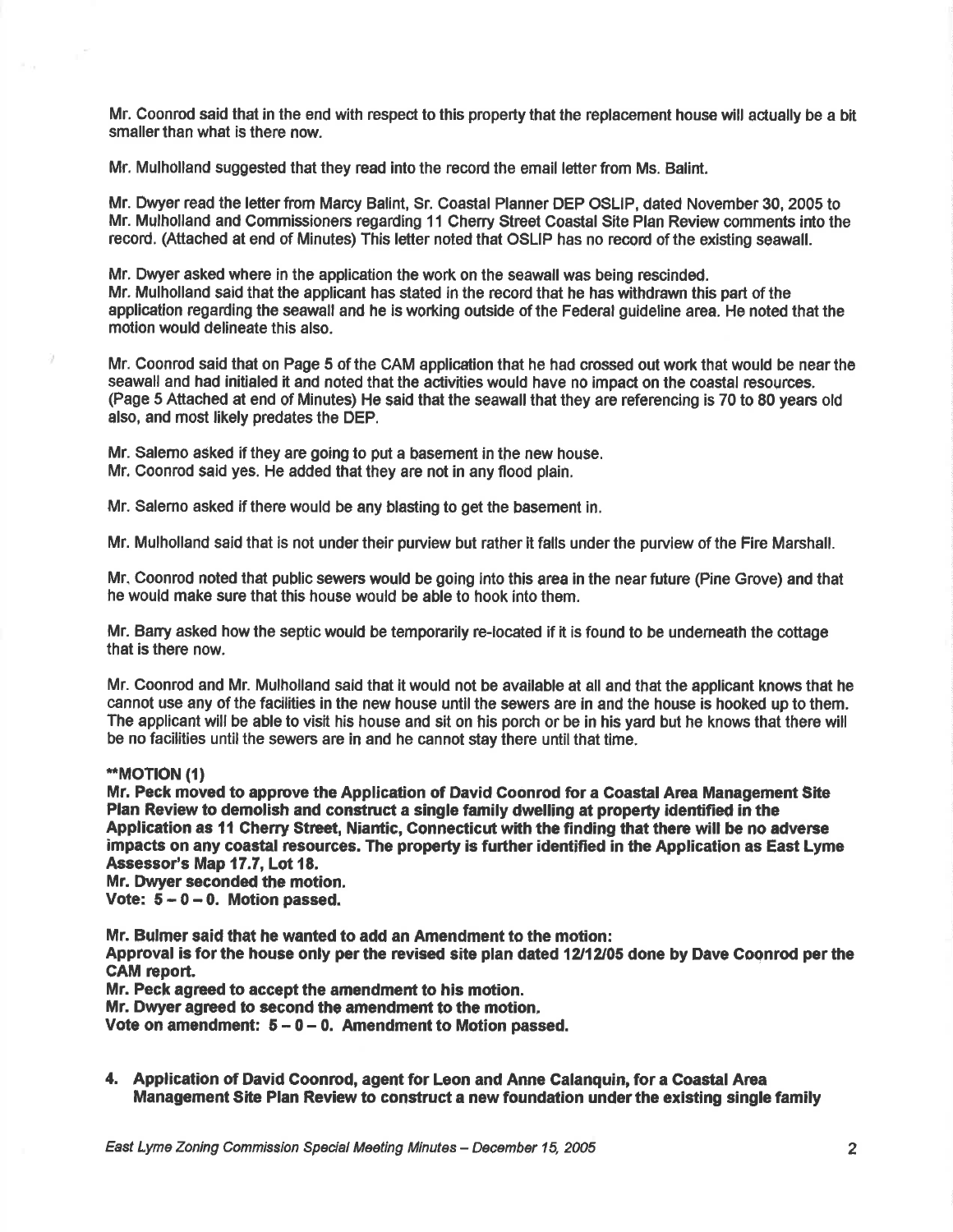Mr. Coonrod said that in the end with respect to this property that the replacement house will actually be a bit smaller than what is there now.

Mr. Mulholland suggested that they read into the record the email letter from Ms. Balint.

Mr. Dwyer read the letter from Marcy Balint, Sr. Coastal Planner DEP OSLIP, dated November 30, 2005 to Mr. Mulholland and Commissioners regarding 11 Cherry Street Coastal Site Plan Review comments into the record. (Attached at end of Minutes) This letter noted that OSLIP has no record of the existing seawall.

Mr. Dwyer asked where in the application the work on the seawall was being rescinded.
Mr. Mulholland said that the applicant has stated in the record that he has withdrawn this part of the application regarding the seawall and he is working outside of the Federal guideline area. He noted that the motion would delineate this also.

Mr. Coonrod said that on Page 5 of the CAM application that he had crossed out work that would be near the seawall and had initialed it and noted that the activities would have no impact on the coastal resources. (Page 5 Attached at end of Minutes) He said that the seawall that they are referencing is 70 to 80 years old also, and most likely predates the DEP.

Mr. Salerno asked if they are going to put a basement in the new house.
Mr. Coonrod said yes. He added that they are not in any flood plain.

Mr. Salerno asked if there would be any blasting to get the basement in.

Mr. Mulholland said that is not under their purview but rather it falls under the purview of the Fire Marshall.

Mr. Coonrod noted that public sewers would be going into this area in the near future (Pine Grove) and that he would make sure that this house would be able to hook into them.

Mr. Barry asked how the septic would be temporarily re-located if it is found to be underneath the cottage that is there now.

Mr. Coonrod and Mr. Mulholland said that it would not be available at all and that the applicant knows that he cannot use any of the facilities in the new house until the sewers are in and the house is hooked up to them. The applicant will be able to visit his house and sit on his porch or be in his yard but he knows that there will be no facilities until the sewers are in and he cannot stay there until that time.

****MOTION (1)**
**Mr. Peck moved to approve the Application of David Coonrod for a Coastal Area Management Site Plan Review to demolish and construct a single family dwelling at property identified in the Application as 11 Cherry Street, Niantic, Connecticut with the finding that there will be no adverse impacts on any coastal resources. The property is further identified in the Application as East Lyme Assessor's Map 17.7, Lot 18.**
**Mr. Dwyer seconded the motion.**
**Vote: 5 – 0 – 0. Motion passed.**

**Mr. Bulmer said that he wanted to add an Amendment to the motion:**
**Approval is for the house only per the revised site plan dated 12/12/05 done by Dave Coonrod per the CAM report.**
**Mr. Peck agreed to accept the amendment to his motion.**
**Mr. Dwyer agreed to second the amendment to the motion.**
**Vote on amendment: 5 – 0 – 0. Amendment to Motion passed.**

**4. Application of David Coonrod, agent for Leon and Anne Calanquin, for a Coastal Area Management Site Plan Review to construct a new foundation under the existing single family**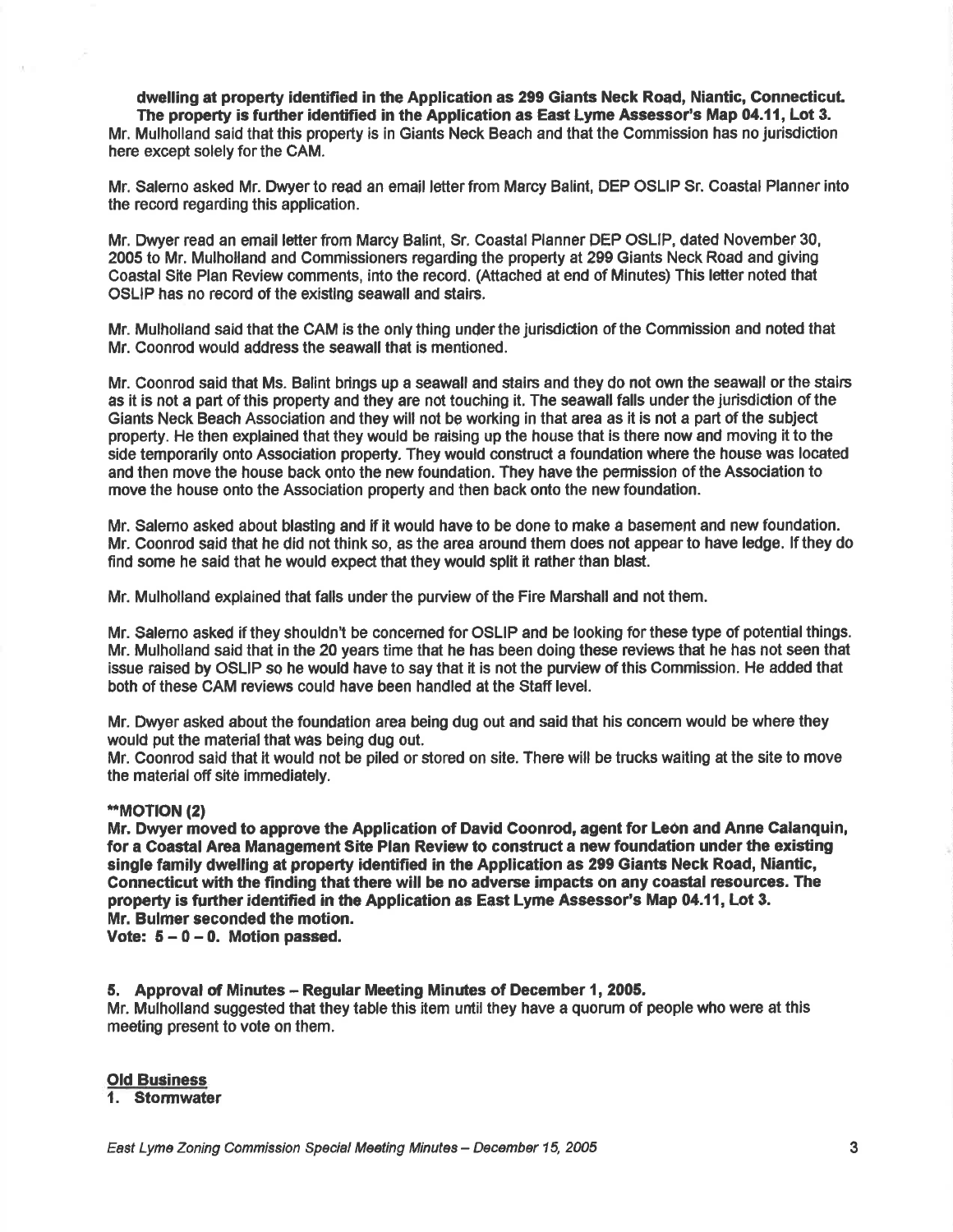**dwelling at property identified in the Application as 299 Giants Neck Road, Niantic, Connecticut. The property is further identified in the Application as East Lyme Assessor's Map 04.11, Lot 3.**
Mr. Mulholland said that this property is in Giants Neck Beach and that the Commission has no jurisdiction here except solely for the CAM.

Mr. Salerno asked Mr. Dwyer to read an email letter from Marcy Balint, DEP OSLIP Sr. Coastal Planner into the record regarding this application.

Mr. Dwyer read an email letter from Marcy Balint, Sr. Coastal Planner DEP OSLIP, dated November 30, 2005 to Mr. Mulholland and Commissioners regarding the property at 299 Giants Neck Road and giving Coastal Site Plan Review comments, into the record. (Attached at end of Minutes) This letter noted that OSLIP has no record of the existing seawall and stairs.

Mr. Mulholland said that the CAM is the only thing under the jurisdiction of the Commission and noted that Mr. Coonrod would address the seawall that is mentioned.

Mr. Coonrod said that Ms. Balint brings up a seawall and stairs and they do not own the seawall or the stairs as it is not a part of this property and they are not touching it. The seawall falls under the jurisdiction of the Giants Neck Beach Association and they will not be working in that area as it is not a part of the subject property. He then explained that they would be raising up the house that is there now and moving it to the side temporarily onto Association property. They would construct a foundation where the house was located and then move the house back onto the new foundation. They have the permission of the Association to move the house onto the Association property and then back onto the new foundation.

Mr. Salerno asked about blasting and if it would have to be done to make a basement and new foundation. Mr. Coonrod said that he did not think so, as the area around them does not appear to have ledge. If they do find some he said that he would expect that they would split it rather than blast.

Mr. Mulholland explained that falls under the purview of the Fire Marshall and not them.

Mr. Salerno asked if they shouldn't be concerned for OSLIP and be looking for these type of potential things. Mr. Mulholland said that in the 20 years time that he has been doing these reviews that he has not seen that issue raised by OSLIP so he would have to say that it is not the purview of this Commission. He added that both of these CAM reviews could have been handled at the Staff level.

Mr. Dwyer asked about the foundation area being dug out and said that his concern would be where they would put the material that was being dug out.
Mr. Coonrod said that it would not be piled or stored on site. There will be trucks waiting at the site to move the material off site immediately.

**\*\*MOTION (2)**
**Mr. Dwyer moved to approve the Application of David Coonrod, agent for León and Anne Calanquin, for a Coastal Area Management Site Plan Review to construct a new foundation under the existing single family dwelling at property identified in the Application as 299 Giants Neck Road, Niantic, Connecticut with the finding that there will be no adverse impacts on any coastal resources. The property is further identified in the Application as East Lyme Assessor's Map 04.11, Lot 3.**
**Mr. Bulmer seconded the motion.**
**Vote: 5 – 0 – 0. Motion passed.**

**5. Approval of Minutes – Regular Meeting Minutes of December 1, 2005.**
Mr. Mulholland suggested that they table this item until they have a quorum of people who were at this meeting present to vote on them.

**<u>Old Business</u>**
**1. Stormwater**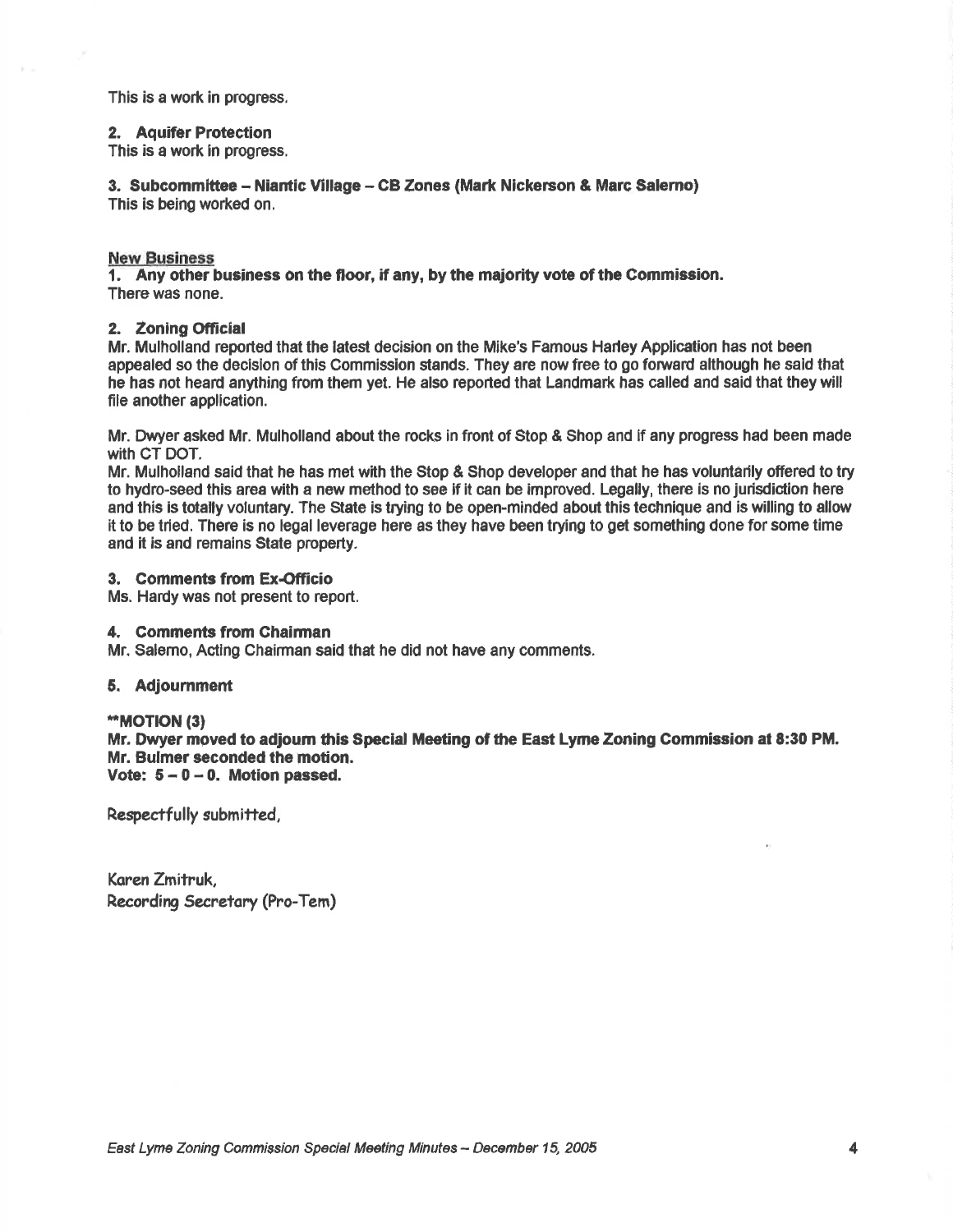This is a work in progress.

**2. Aquifer Protection**
This is a work in progress.

**3. Subcommittee – Niantic Village – CB Zones (Mark Nickerson & Marc Salerno)**
This is being worked on.

**New Business**

**1. Any other business on the floor, if any, by the majority vote of the Commission.**
There was none.

**2. Zoning Official**
Mr. Mulholland reported that the latest decision on the Mike's Famous Harley Application has not been appealed so the decision of this Commission stands. They are now free to go forward although he said that he has not heard anything from them yet. He also reported that Landmark has called and said that they will file another application.

Mr. Dwyer asked Mr. Mulholland about the rocks in front of Stop & Shop and if any progress had been made with CT DOT.
Mr. Mulholland said that he has met with the Stop & Shop developer and that he has voluntarily offered to try to hydro-seed this area with a new method to see if it can be improved. Legally, there is no jurisdiction here and this is totally voluntary. The State is trying to be open-minded about this technique and is willing to allow it to be tried. There is no legal leverage here as they have been trying to get something done for some time and it is and remains State property.

**3. Comments from Ex-Officio**
Ms. Hardy was not present to report.

**4. Comments from Chairman**
Mr. Salerno, Acting Chairman said that he did not have any comments.

**5. Adjournment**

****MOTION (3)**
**Mr. Dwyer moved to adjourn this Special Meeting of the East Lyme Zoning Commission at 8:30 PM.**
**Mr. Bulmer seconded the motion.**
**Vote: 5 – 0 – 0. Motion passed.**

Respectfully submitted,

Karen Zmitruk,
Recording Secretary (Pro-Tem)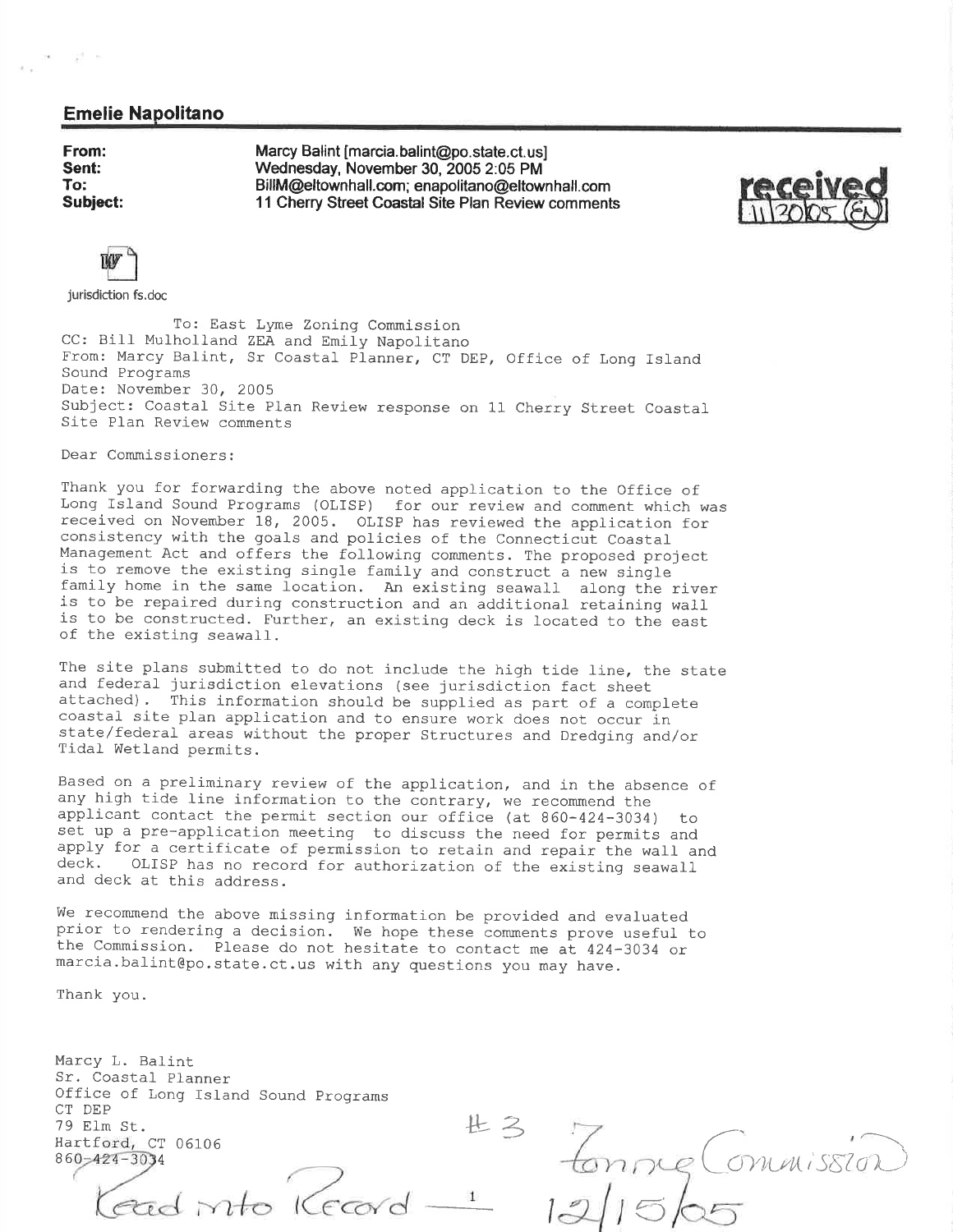## Emelie Napolitano

**From:** Marcy Balint [marcia.balint@po.state.ct.us]
**Sent:** Wednesday, November 30, 2005 2:05 PM
**To:** BillM@eltownhall.com; enapolitano@eltownhall.com
**Subject:** 11 Cherry Street Coastal Site Plan Review comments

received 11/30/05 (EN)

jurisdiction fs.doc

To: East Lyme Zoning Commission
CC: Bill Mulholland ZEA and Emily Napolitano
From: Marcy Balint, Sr Coastal Planner, CT DEP, Office of Long Island Sound Programs
Date: November 30, 2005
Subject: Coastal Site Plan Review response on 11 Cherry Street Coastal Site Plan Review comments

Dear Commissioners:

Thank you for forwarding the above noted application to the Office of Long Island Sound Programs (OLISP) for our review and comment which was received on November 18, 2005. OLISP has reviewed the application for consistency with the goals and policies of the Connecticut Coastal Management Act and offers the following comments. The proposed project is to remove the existing single family and construct a new single family home in the same location. An existing seawall along the river is to be repaired during construction and an additional retaining wall is to be constructed. Further, an existing deck is located to the east of the existing seawall.

The site plans submitted to do not include the high tide line, the state and federal jurisdiction elevations (see jurisdiction fact sheet attached). This information should be supplied as part of a complete coastal site plan application and to ensure work does not occur in state/federal areas without the proper Structures and Dredging and/or Tidal Wetland permits.

Based on a preliminary review of the application, and in the absence of any high tide line information to the contrary, we recommend the applicant contact the permit section our office (at 860-424-3034) to set up a pre-application meeting to discuss the need for permits and apply for a certificate of permission to retain and repair the wall and deck. OLISP has no record for authorization of the existing seawall and deck at this address.

We recommend the above missing information be provided and evaluated prior to rendering a decision. We hope these comments prove useful to the Commission. Please do not hesitate to contact me at 424-3034 or marcia.balint@po.state.ct.us with any questions you may have.

Thank you.

Marcy L. Balint
Sr. Coastal Planner
Office of Long Island Sound Programs
CT DEP
79 Elm St.
Hartford, CT 06106
860-424-3034

Read into Record

#3 Zoning Commission 12/15/05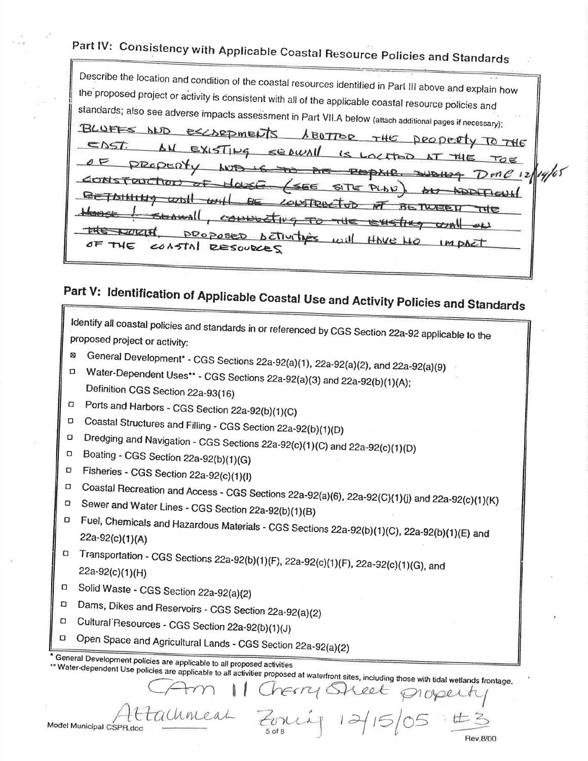## Part IV: Consistency with Applicable Coastal Resource Policies and Standards

Describe the location and condition of the coastal resources identified in Part III above and explain how the proposed project or activity is consistent with all of the applicable coastal resource policies and standards; also see adverse impacts assessment in Part VII.A below (attach additional pages if necessary):

BLUFFS AND ESCARPMENTS ABUTTED THE PROPERTY TO THE EAST. AN EXISTING SEAWALL IS LOCATED AT THE TOE OF PROPERTY ~~AND IS TO BE REPAIR. DURING~~ Done 12/14/05 ~~CONSTRUCTION OF HOUSE~~ (SEE SITE PLAN). ~~AN ADDITIONAL RETAINING WALL WILL BE CONSTRUCTED AT BETWEEN THE HOUSE & SEAWALL, CONNECTING TO THE EXISTING WALL ON THE NORTH.~~ PROPOSED ACTIVITIES WILL HAVE NO IMPACT OF THE COASTAL RESOURCES

## Part V: Identification of Applicable Coastal Use and Activity Policies and Standards

Identify all coastal policies and standards in or referenced by CGS Section 22a-92 applicable to the proposed project or activity:

- ☒ General Development* - CGS Sections 22a-92(a)(1), 22a-92(a)(2), and 22a-92(a)(9)
- ☐ Water-Dependent Uses** - CGS Sections 22a-92(a)(3) and 22a-92(b)(1)(A); Definition CGS Section 22a-93(16)
- ☐ Ports and Harbors - CGS Section 22a-92(b)(1)(C)
- ☐ Coastal Structures and Filling - CGS Section 22a-92(b)(1)(D)
- ☐ Dredging and Navigation - CGS Sections 22a-92(c)(1)(C) and 22a-92(c)(1)(D)
- ☐ Boating - CGS Section 22a-92(b)(1)(G)
- ☐ Fisheries - CGS Section 22a-92(c)(1)(I)
- ☐ Coastal Recreation and Access - CGS Sections 22a-92(a)(6), 22a-92(C)(1)(j) and 22a-92(c)(1)(K)
- ☐ Sewer and Water Lines - CGS Section 22a-92(b)(1)(B)
- ☐ Fuel, Chemicals and Hazardous Materials - CGS Sections 22a-92(b)(1)(C), 22a-92(b)(1)(E) and 22a-92(c)(1)(A)
- ☐ Transportation - CGS Sections 22a-92(b)(1)(F), 22a-92(c)(1)(F), 22a-92(c)(1)(G), and 22a-92(c)(1)(H)
- ☐ Solid Waste - CGS Section 22a-92(a)(2)
- ☐ Dams, Dikes and Reservoirs - CGS Section 22a-92(a)(2)
- ☐ Cultural Resources - CGS Section 22a-92(b)(1)(J)
- ☐ Open Space and Agricultural Lands - CGS Section 22a-92(a)(2)

\* General Development policies are applicable to all proposed activities

\*\* Water-dependent Use policies are applicable to all activities proposed at waterfront sites, including those with tidal wetlands frontage.

Am 11 Cherry Street property
Attachment Zoning 12/15/05 #3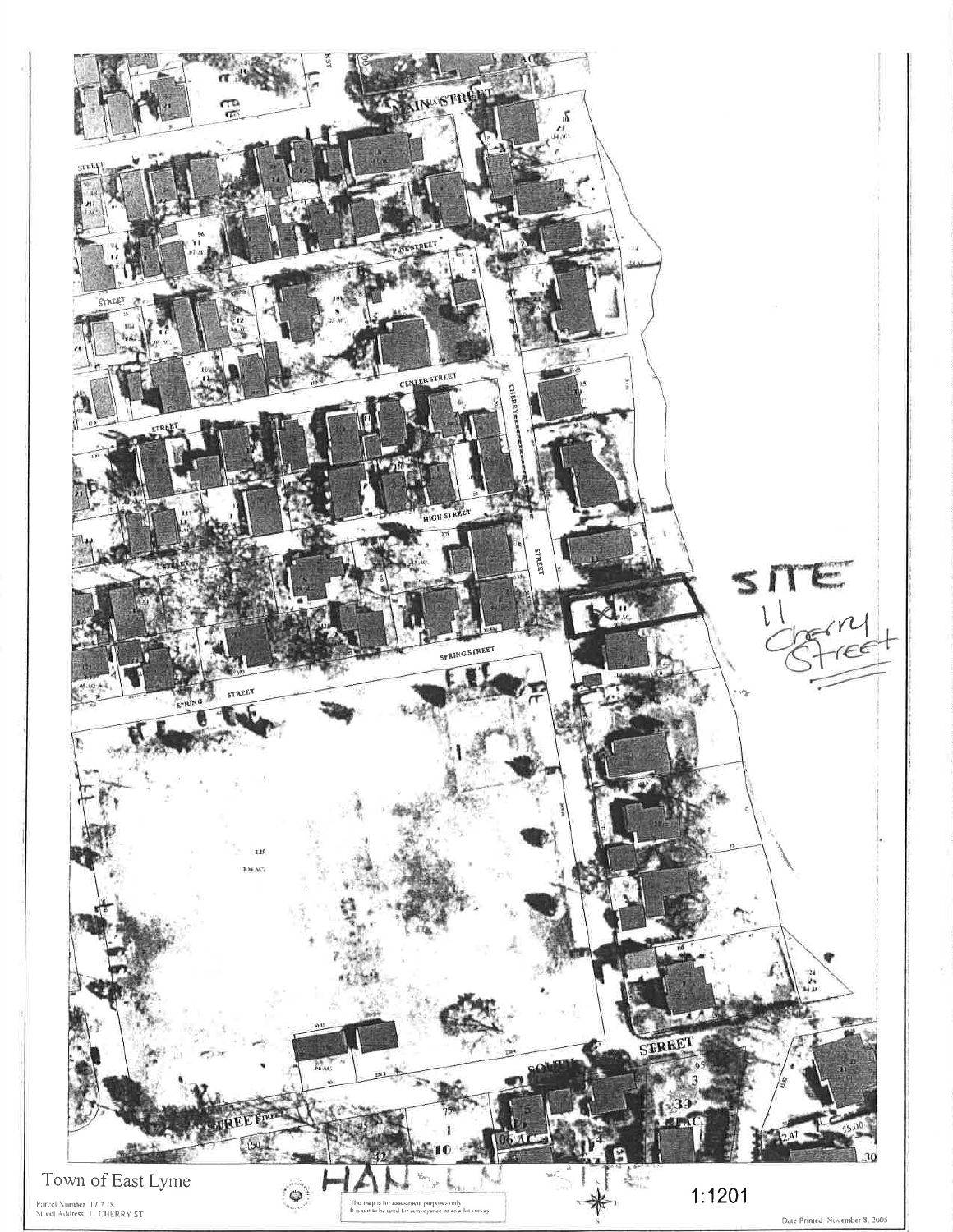SITE
11 Cherry Street

Town of East Lyme

Parcel Number 17 7 18
Street Address 11 CHERRY ST

This map is for assessment purposes only
It is not to be used for conveyance or as a lot survey

1:1201

Date Printed November 8, 2005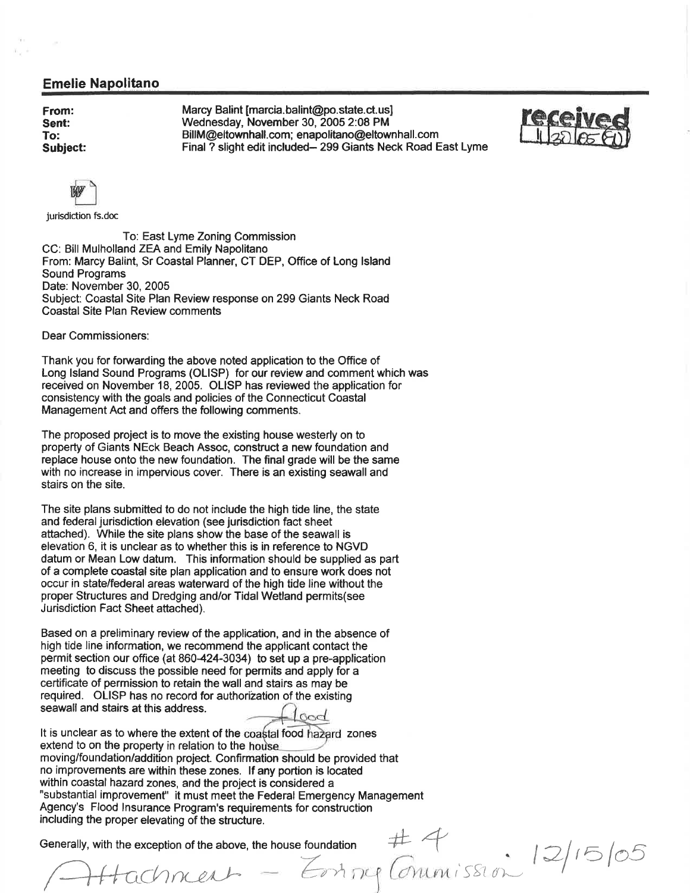## Emelie Napolitano

**From:** Marcy Balint [marcia.balint@po.state.ct.us]
**Sent:** Wednesday, November 30, 2005 2:08 PM
**To:** BillM@eltownhall.com; enapolitano@eltownhall.com
**Subject:** Final ? slight edit included-- 299 Giants Neck Road East Lyme

received 11/30/05

jurisdiction fs.doc

To: East Lyme Zoning Commission
CC: Bill Mulholland ZEA and Emily Napolitano
From: Marcy Balint, Sr Coastal Planner, CT DEP, Office of Long Island Sound Programs
Date: November 30, 2005
Subject: Coastal Site Plan Review response on 299 Giants Neck Road Coastal Site Plan Review comments

Dear Commissioners:

Thank you for forwarding the above noted application to the Office of Long Island Sound Programs (OLISP) for our review and comment which was received on November 18, 2005. OLISP has reviewed the application for consistency with the goals and policies of the Connecticut Coastal Management Act and offers the following comments.

The proposed project is to move the existing house westerly on to property of Giants NEck Beach Assoc, construct a new foundation and replace house onto the new foundation. The final grade will be the same with no increase in impervious cover. There is an existing seawall and stairs on the site.

The site plans submitted to do not include the high tide line, the state and federal jurisdiction elevation (see jurisdiction fact sheet attached). While the site plans show the base of the seawall is elevation 6, it is unclear as to whether this is in reference to NGVD datum or Mean Low datum. This information should be supplied as part of a complete coastal site plan application and to ensure work does not occur in state/federal areas waterward of the high tide line without the proper Structures and Dredging and/or Tidal Wetland permits(see Jurisdiction Fact Sheet attached).

Based on a preliminary review of the application, and in the absence of high tide line information, we recommend the applicant contact the permit section our office (at 860-424-3034) to set up a pre-application meeting to discuss the possible need for permits and apply for a certificate of permission to retain the wall and stairs as may be required. OLISP has no record for authorization of the existing seawall and stairs at this address.

It is unclear as to where the extent of the coastal food [flood] hazard zones extend to on the property in relation to the house moving/foundation/addition project. Confirmation should be provided that no improvements are within these zones. If any portion is located within coastal hazard zones, and the project is considered a "substantial improvement" it must meet the Federal Emergency Management Agency's Flood Insurance Program's requirements for construction including the proper elevating of the structure.

Generally, with the exception of the above, the house foundation

#4 Attachment – Zoning Commission 12/15/05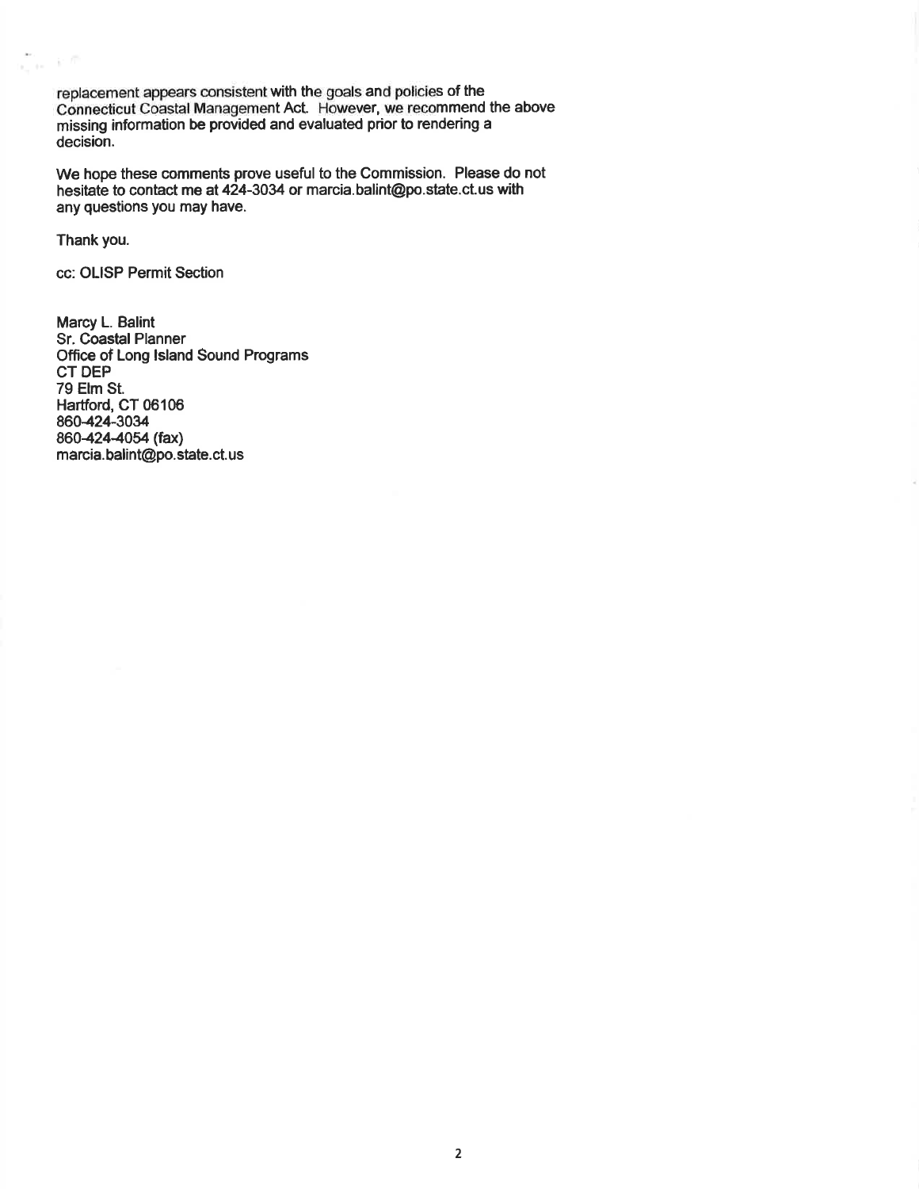replacement appears consistent with the goals and policies of the Connecticut Coastal Management Act. However, we recommend the above missing information be provided and evaluated prior to rendering a decision.

We hope these comments prove useful to the Commission. Please do not hesitate to contact me at 424-3034 or marcia.balint@po.state.ct.us with any questions you may have.

Thank you.

cc: OLISP Permit Section

Marcy L. Balint  
Sr. Coastal Planner  
Office of Long Island Sound Programs  
CT DEP  
79 Elm St.  
Hartford, CT 06106  
860-424-3034  
860-424-4054 (fax)  
marcia.balint@po.state.ct.us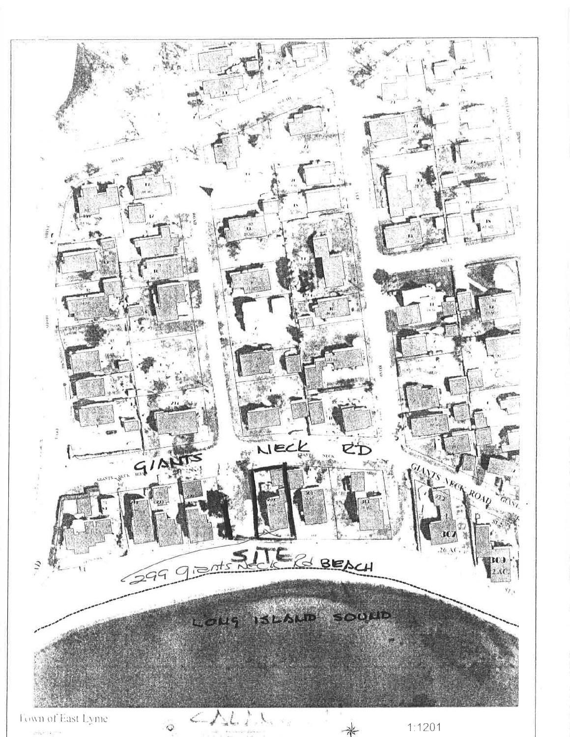GIANTS NECK RD

GIANTS NECK ROAD

SITE

299 Giants Neck Rd BEACH

LONG ISLAND SOUND

307

.26 AC.

309

.2 AC.

Town of East Lyme

1:1201